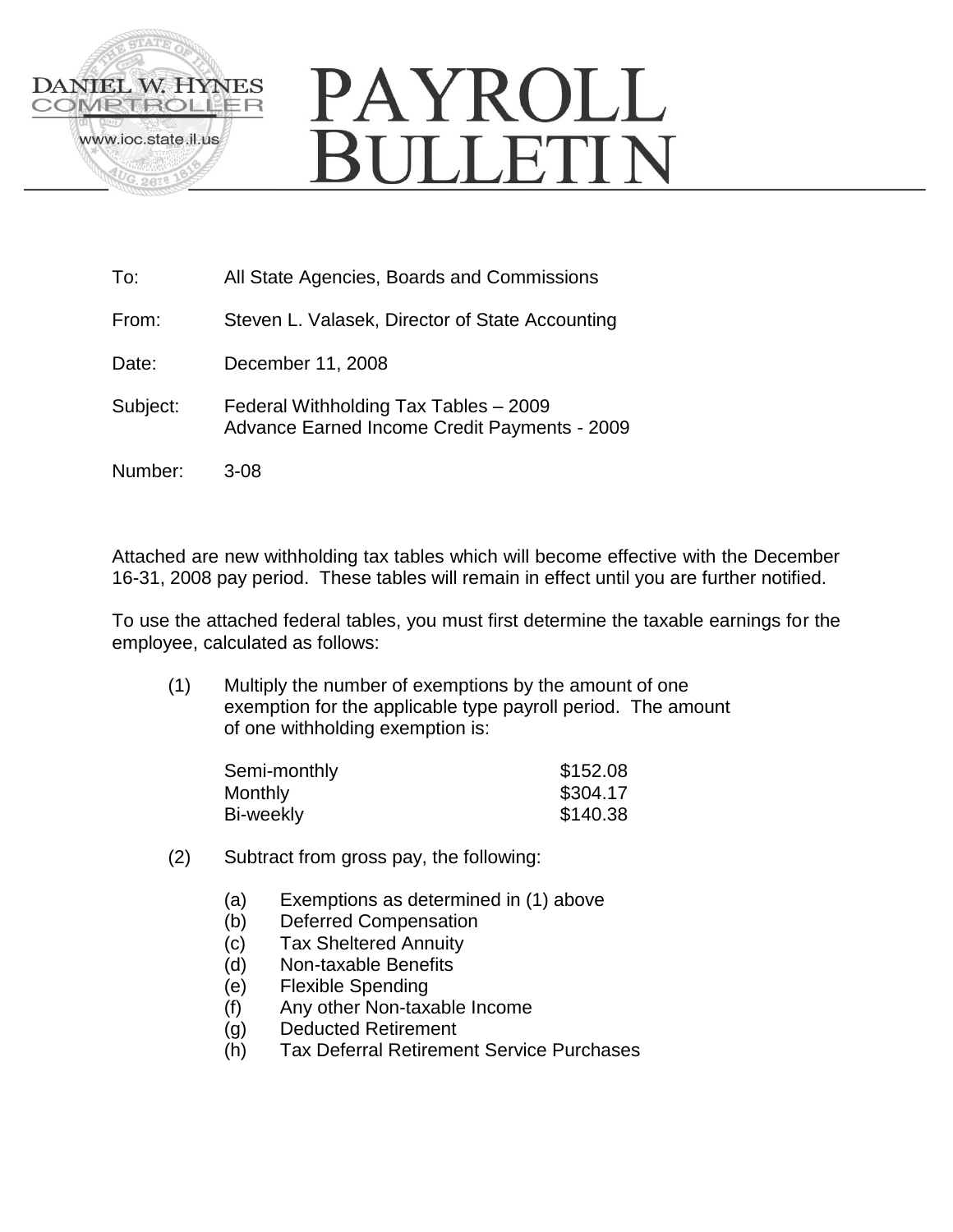DANIEL W. HYNES
COMPTROLLER
www.ioc.state.il.us

# PAYROLL BULLETIN

To: All State Agencies, Boards and Commissions

From: Steven L. Valasek, Director of State Accounting

Date: December 11, 2008

Subject: Federal Withholding Tax Tables – 2009
Advance Earned Income Credit Payments - 2009

Number: 3-08

Attached are new withholding tax tables which will become effective with the December 16-31, 2008 pay period. These tables will remain in effect until you are further notified.

To use the attached federal tables, you must first determine the taxable earnings for the employee, calculated as follows:

(1) Multiply the number of exemptions by the amount of one exemption for the applicable type payroll period. The amount of one withholding exemption is:

| | |
|---|---|
| Semi-monthly | $152.08 |
| Monthly | $304.17 |
| Bi-weekly | $140.38 |

(2) Subtract from gross pay, the following:

(a) Exemptions as determined in (1) above
(b) Deferred Compensation
(c) Tax Sheltered Annuity
(d) Non-taxable Benefits
(e) Flexible Spending
(f) Any other Non-taxable Income
(g) Deducted Retirement
(h) Tax Deferral Retirement Service Purchases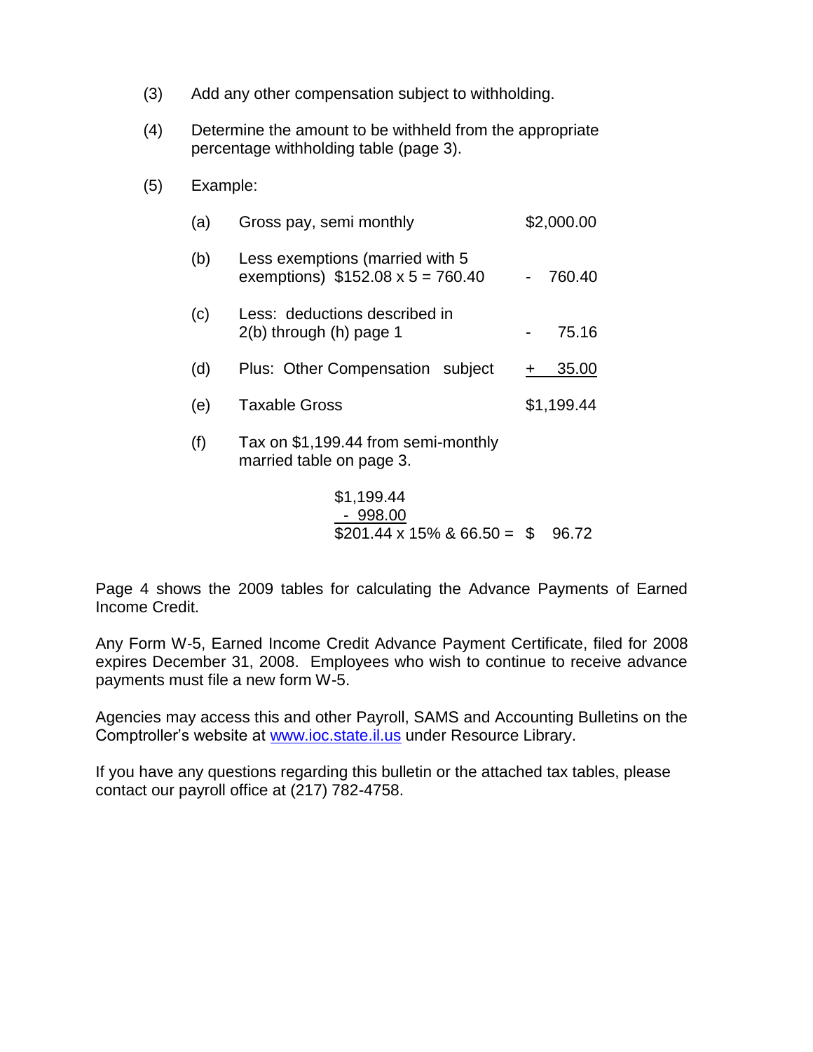(3) Add any other compensation subject to withholding.

(4) Determine the amount to be withheld from the appropriate percentage withholding table (page 3).

(5) Example:

| | | |
|---|---|---|
| (a) | Gross pay, semi monthly | $2,000.00 |
| (b) | Less exemptions (married with 5 exemptions) $152.08 x 5 = 760.40 | - 760.40 |
| (c) | Less: deductions described in 2(b) through (h) page 1 | - 75.16 |
| (d) | Plus: Other Compensation subject | + 35.00 |
| (e) | Taxable Gross | $1,199.44 |
| (f) | Tax on $1,199.44 from semi-monthly married table on page 3. | |

$1,199.44
- 998.00
$201.44 x 15% & 66.50 = $ 96.72

Page 4 shows the 2009 tables for calculating the Advance Payments of Earned Income Credit.

Any Form W-5, Earned Income Credit Advance Payment Certificate, filed for 2008 expires December 31, 2008. Employees who wish to continue to receive advance payments must file a new form W-5.

Agencies may access this and other Payroll, SAMS and Accounting Bulletins on the Comptroller's website at www.ioc.state.il.us under Resource Library.

If you have any questions regarding this bulletin or the attached tax tables, please contact our payroll office at (217) 782-4758.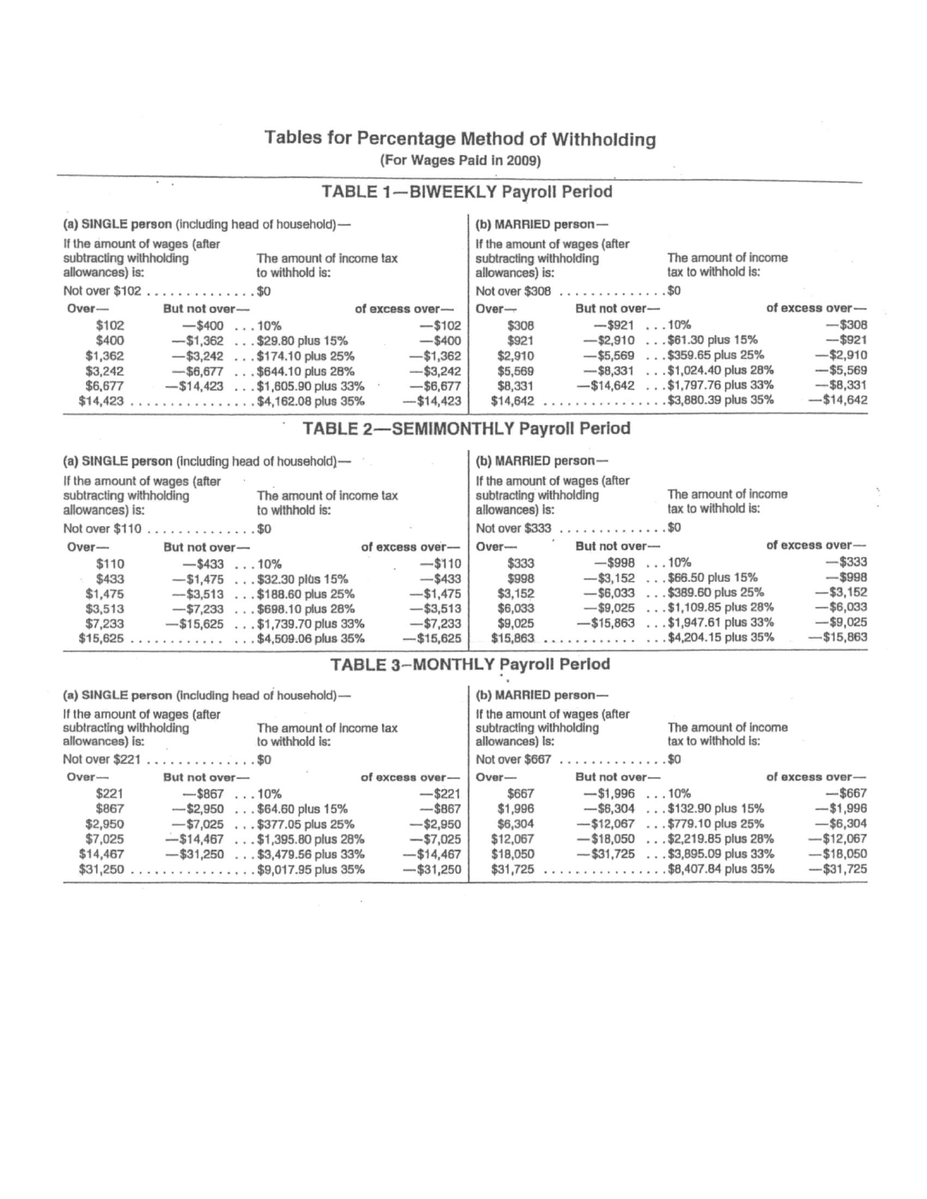# Tables for Percentage Method of Withholding

(For Wages Paid in 2009)

## TABLE 1—BIWEEKLY Payroll Period

**(a) SINGLE person (including head of household)—**

If the amount of wages (after subtracting withholding allowances) is: Not over $102 — The amount of income tax to withhold is: $0

| Over— | But not over— | The amount of income tax to withhold is: | of excess over— |
|---|---|---|---|
| $102 | —$400 | 10% | —$102 |
| $400 | —$1,362 | $29.80 plus 15% | —$400 |
| $1,362 | —$3,242 | $174.10 plus 25% | —$1,362 |
| $3,242 | —$6,677 | $644.10 plus 28% | —$3,242 |
| $6,677 | —$14,423 | $1,605.90 plus 33% | —$6,677 |
| $14,423 | | $4,162.08 plus 35% | —$14,423 |

**(b) MARRIED person—**

If the amount of wages (after subtracting withholding allowances) is: Not over $308 — The amount of income tax to withhold is: $0

| Over— | But not over— | The amount of income tax to withhold is: | of excess over— |
|---|---|---|---|
| $308 | —$921 | 10% | —$308 |
| $921 | —$2,910 | $61.30 plus 15% | —$921 |
| $2,910 | —$5,569 | $359.65 plus 25% | —$2,910 |
| $5,569 | —$8,331 | $1,024.40 plus 28% | —$5,569 |
| $8,331 | —$14,642 | $1,797.76 plus 33% | —$8,331 |
| $14,642 | | $3,880.39 plus 35% | —$14,642 |

## TABLE 2—SEMIMONTHLY Payroll Period

**(a) SINGLE person (including head of household)—**

If the amount of wages (after subtracting withholding allowances) is: Not over $110 — The amount of income tax to withhold is: $0

| Over— | But not over— | The amount of income tax to withhold is: | of excess over— |
|---|---|---|---|
| $110 | —$433 | 10% | —$110 |
| $433 | —$1,475 | $32.30 plus 15% | —$433 |
| $1,475 | —$3,513 | $188.60 plus 25% | —$1,475 |
| $3,513 | —$7,233 | $698.10 plus 28% | —$3,513 |
| $7,233 | —$15,625 | $1,739.70 plus 33% | —$7,233 |
| $15,625 | | $4,509.06 plus 35% | —$15,625 |

**(b) MARRIED person—**

If the amount of wages (after subtracting withholding allowances) is: Not over $333 — The amount of income tax to withhold is: $0

| Over— | But not over— | The amount of income tax to withhold is: | of excess over— |
|---|---|---|---|
| $333 | —$998 | 10% | —$333 |
| $998 | —$3,152 | $66.50 plus 15% | —$998 |
| $3,152 | —$6,033 | $389.60 plus 25% | —$3,152 |
| $6,033 | —$9,025 | $1,109.85 plus 28% | —$6,033 |
| $9,025 | —$15,863 | $1,947.61 plus 33% | —$9,025 |
| $15,863 | | $4,204.15 plus 35% | —$15,863 |

## TABLE 3—MONTHLY Payroll Period

**(a) SINGLE person (including head of household)—**

If the amount of wages (after subtracting withholding allowances) is: Not over $221 — The amount of income tax to withhold is: $0

| Over— | But not over— | The amount of income tax to withhold is: | of excess over— |
|---|---|---|---|
| $221 | —$867 | 10% | —$221 |
| $867 | —$2,950 | $64.60 plus 15% | —$867 |
| $2,950 | —$7,025 | $377.05 plus 25% | —$2,950 |
| $7,025 | —$14,467 | $1,395.80 plus 28% | —$7,025 |
| $14,467 | —$31,250 | $3,479.56 plus 33% | —$14,467 |
| $31,250 | | $9,017.95 plus 35% | —$31,250 |

**(b) MARRIED person—**

If the amount of wages (after subtracting withholding allowances) is: Not over $667 — The amount of income tax to withhold is: $0

| Over— | But not over— | The amount of income tax to withhold is: | of excess over— |
|---|---|---|---|
| $667 | —$1,996 | 10% | —$667 |
| $1,996 | —$6,304 | $132.90 plus 15% | —$1,996 |
| $6,304 | —$12,067 | $779.10 plus 25% | —$6,304 |
| $12,067 | —$18,050 | $2,219.85 plus 28% | —$12,067 |
| $18,050 | —$31,725 | $3,895.09 plus 33% | —$18,050 |
| $31,725 | | $8,407.84 plus 35% | —$31,725 |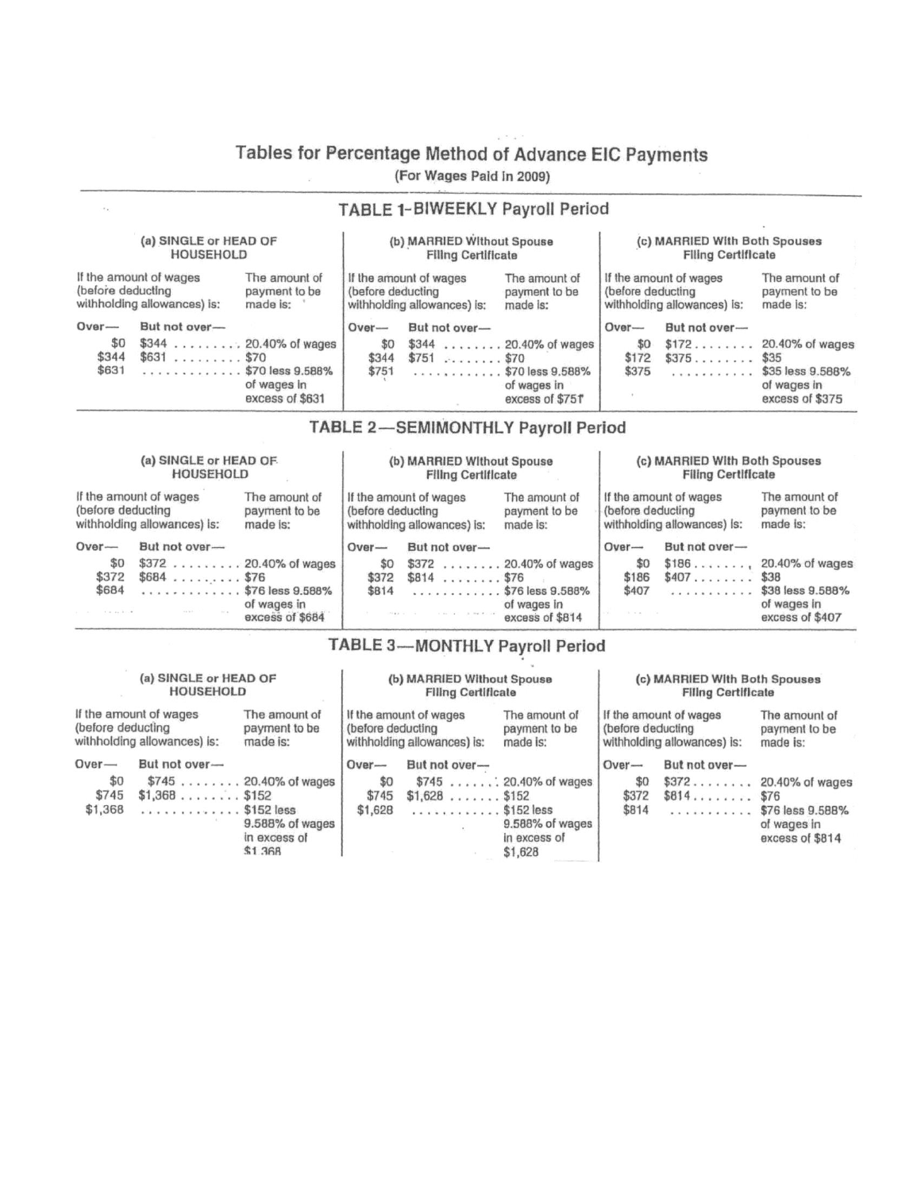# Tables for Percentage Method of Advance EIC Payments

(For Wages Paid in 2009)

## TABLE 1—BIWEEKLY Payroll Period

### (a) SINGLE or HEAD OF HOUSEHOLD

| If the amount of wages (before deducting withholding allowances) is: Over— | But not over— | The amount of payment to be made is: |
|---|---|---|
| $0 | $344 | 20.40% of wages |
| $344 | $631 | $70 |
| $631 | | $70 less 9.588% of wages in excess of $631 |

### (b) MARRIED Without Spouse Filing Certificate

| If the amount of wages (before deducting withholding allowances) is: Over— | But not over— | The amount of payment to be made is: |
|---|---|---|
| $0 | $344 | 20.40% of wages |
| $344 | $751 | $70 |
| $751 | | $70 less 9.588% of wages in excess of $751 |

### (c) MARRIED With Both Spouses Filing Certificate

| If the amount of wages (before deducting withholding allowances) is: Over— | But not over— | The amount of payment to be made is: |
|---|---|---|
| $0 | $172 | 20.40% of wages |
| $172 | $375 | $35 |
| $375 | | $35 less 9.588% of wages in excess of $375 |

## TABLE 2—SEMIMONTHLY Payroll Period

### (a) SINGLE or HEAD OF HOUSEHOLD

| If the amount of wages (before deducting withholding allowances) is: Over— | But not over— | The amount of payment to be made is: |
|---|---|---|
| $0 | $372 | 20.40% of wages |
| $372 | $684 | $76 |
| $684 | | $76 less 9.588% of wages in excess of $684 |

### (b) MARRIED Without Spouse Filing Certificate

| If the amount of wages (before deducting withholding allowances) is: Over— | But not over— | The amount of payment to be made is: |
|---|---|---|
| $0 | $372 | 20.40% of wages |
| $372 | $814 | $76 |
| $814 | | $76 less 9.588% of wages in excess of $814 |

### (c) MARRIED With Both Spouses Filing Certificate

| If the amount of wages (before deducting withholding allowances) is: Over— | But not over— | The amount of payment to be made is: |
|---|---|---|
| $0 | $186 | 20.40% of wages |
| $186 | $407 | $38 |
| $407 | | $38 less 9.588% of wages in excess of $407 |

## TABLE 3—MONTHLY Payroll Period

### (a) SINGLE or HEAD OF HOUSEHOLD

| If the amount of wages (before deducting withholding allowances) is: Over— | But not over— | The amount of payment to be made is: |
|---|---|---|
| $0 | $745 | 20.40% of wages |
| $745 | $1,368 | $152 |
| $1,368 | | $152 less 9.588% of wages in excess of $1,368 |

### (b) MARRIED Without Spouse Filing Certificate

| If the amount of wages (before deducting withholding allowances) is: Over— | But not over— | The amount of payment to be made is: |
|---|---|---|
| $0 | $745 | 20.40% of wages |
| $745 | $1,628 | $152 |
| $1,628 | | $152 less 9.588% of wages in excess of $1,628 |

### (c) MARRIED With Both Spouses Filing Certificate

| If the amount of wages (before deducting withholding allowances) is: Over— | But not over— | The amount of payment to be made is: |
|---|---|---|
| $0 | $372 | 20.40% of wages |
| $372 | $814 | $76 |
| $814 | | $76 less 9.588% of wages in excess of $814 |